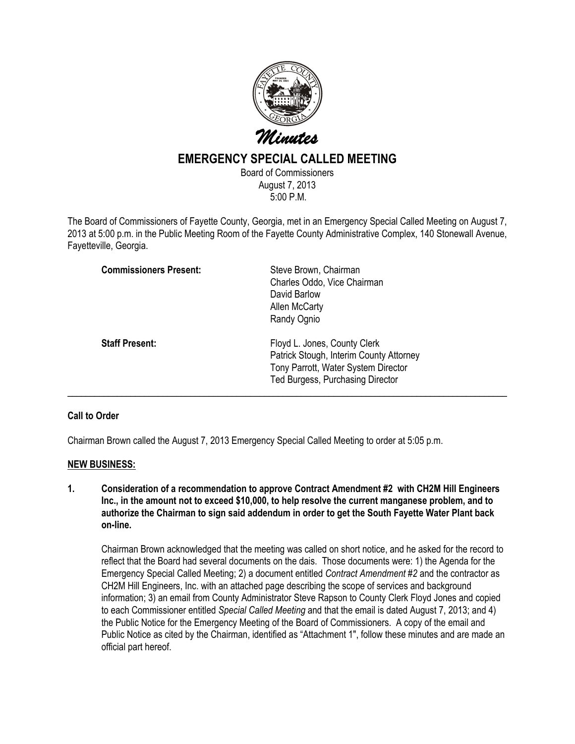# Minutes

## EMERGENCY SPECIAL CALLED MEETING

Board of Commissioners
August 7, 2013
5:00 P.M.

The Board of Commissioners of Fayette County, Georgia, met in an Emergency Special Called Meeting on August 7, 2013 at 5:00 p.m. in the Public Meeting Room of the Fayette County Administrative Complex, 140 Stonewall Avenue, Fayetteville, Georgia.

**Commissioners Present:**
Steve Brown, Chairman
Charles Oddo, Vice Chairman
David Barlow
Allen McCarty
Randy Ognio

**Staff Present:**
Floyd L. Jones, County Clerk
Patrick Stough, Interim County Attorney
Tony Parrott, Water System Director
Ted Burgess, Purchasing Director

---

**Call to Order**

Chairman Brown called the August 7, 2013 Emergency Special Called Meeting to order at 5:05 p.m.

**NEW BUSINESS:**

**1. Consideration of a recommendation to approve Contract Amendment #2 with CH2M Hill Engineers Inc., in the amount not to exceed $10,000, to help resolve the current manganese problem, and to authorize the Chairman to sign said addendum in order to get the South Fayette Water Plant back on-line.**

Chairman Brown acknowledged that the meeting was called on short notice, and he asked for the record to reflect that the Board had several documents on the dais. Those documents were: 1) the Agenda for the Emergency Special Called Meeting; 2) a document entitled *Contract Amendment #2* and the contractor as CH2M Hill Engineers, Inc. with an attached page describing the scope of services and background information; 3) an email from County Administrator Steve Rapson to County Clerk Floyd Jones and copied to each Commissioner entitled *Special Called Meeting* and that the email is dated August 7, 2013; and 4) the Public Notice for the Emergency Meeting of the Board of Commissioners. A copy of the email and Public Notice as cited by the Chairman, identified as "Attachment 1", follow these minutes and are made an official part hereof.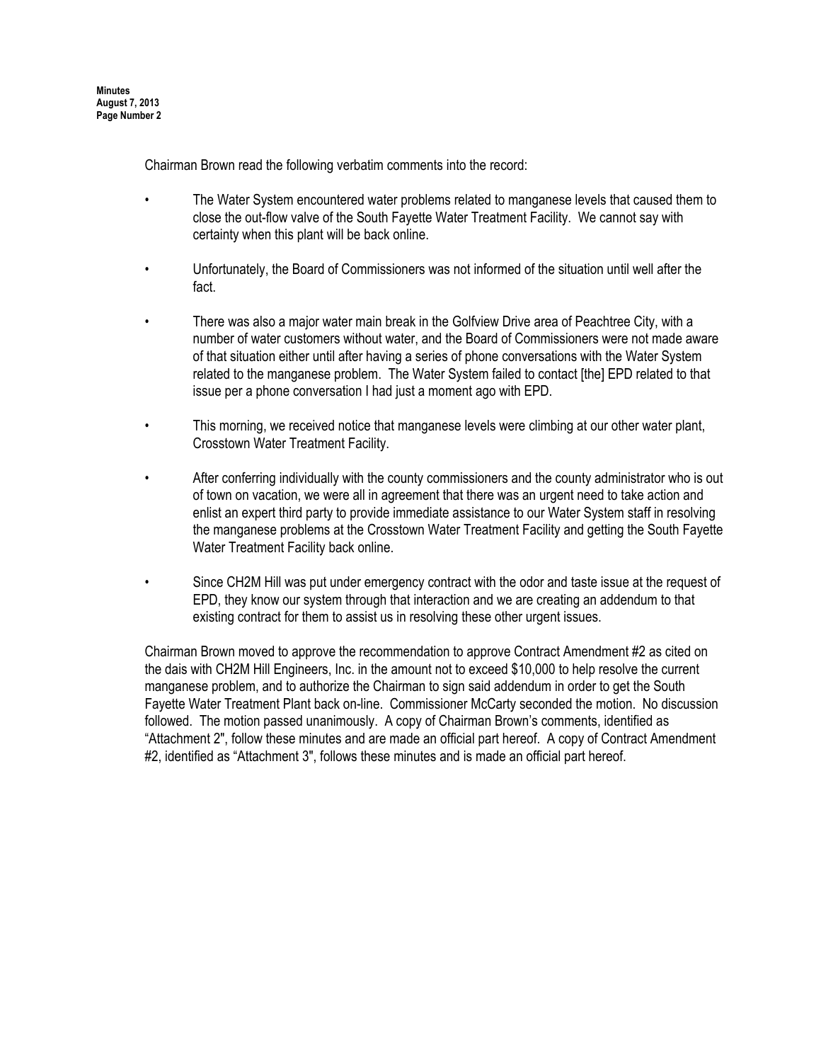Chairman Brown read the following verbatim comments into the record:

- The Water System encountered water problems related to manganese levels that caused them to close the out-flow valve of the South Fayette Water Treatment Facility. We cannot say with certainty when this plant will be back online.
- Unfortunately, the Board of Commissioners was not informed of the situation until well after the fact.
- There was also a major water main break in the Golfview Drive area of Peachtree City, with a number of water customers without water, and the Board of Commissioners were not made aware of that situation either until after having a series of phone conversations with the Water System related to the manganese problem. The Water System failed to contact [the] EPD related to that issue per a phone conversation I had just a moment ago with EPD.
- This morning, we received notice that manganese levels were climbing at our other water plant, Crosstown Water Treatment Facility.
- After conferring individually with the county commissioners and the county administrator who is out of town on vacation, we were all in agreement that there was an urgent need to take action and enlist an expert third party to provide immediate assistance to our Water System staff in resolving the manganese problems at the Crosstown Water Treatment Facility and getting the South Fayette Water Treatment Facility back online.
- Since CH2M Hill was put under emergency contract with the odor and taste issue at the request of EPD, they know our system through that interaction and we are creating an addendum to that existing contract for them to assist us in resolving these other urgent issues.

Chairman Brown moved to approve the recommendation to approve Contract Amendment #2 as cited on the dais with CH2M Hill Engineers, Inc. in the amount not to exceed $10,000 to help resolve the current manganese problem, and to authorize the Chairman to sign said addendum in order to get the South Fayette Water Treatment Plant back on-line. Commissioner McCarty seconded the motion. No discussion followed. The motion passed unanimously. A copy of Chairman Brown's comments, identified as "Attachment 2", follow these minutes and are made an official part hereof. A copy of Contract Amendment #2, identified as "Attachment 3", follows these minutes and is made an official part hereof.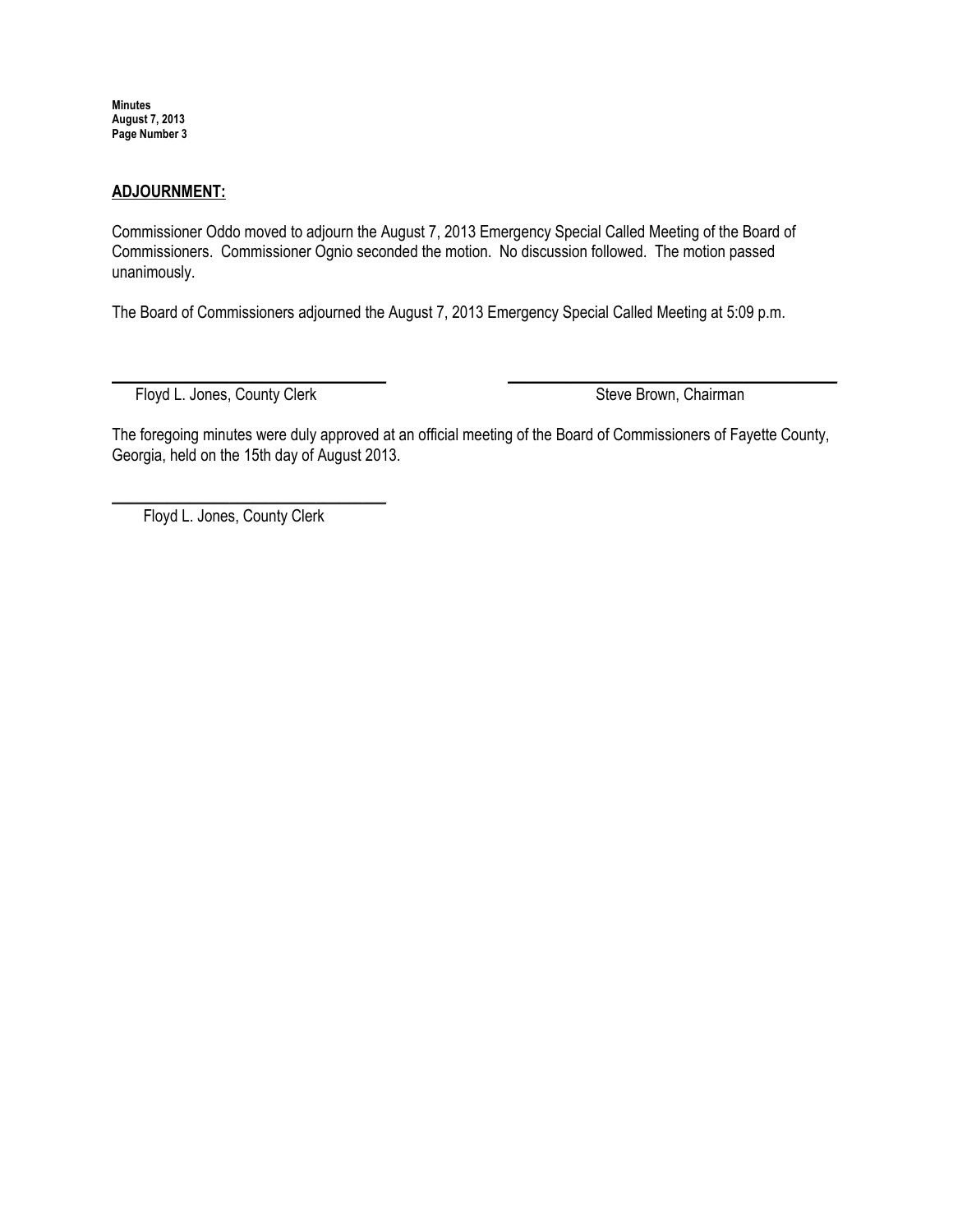## ADJOURNMENT:

Commissioner Oddo moved to adjourn the August 7, 2013 Emergency Special Called Meeting of the Board of Commissioners. Commissioner Ognio seconded the motion. No discussion followed. The motion passed unanimously.

The Board of Commissioners adjourned the August 7, 2013 Emergency Special Called Meeting at 5:09 p.m.

___________________________________ ___________________________________

Floyd L. Jones, County Clerk Steve Brown, Chairman

The foregoing minutes were duly approved at an official meeting of the Board of Commissioners of Fayette County, Georgia, held on the 15th day of August 2013.

___________________________________

Floyd L. Jones, County Clerk